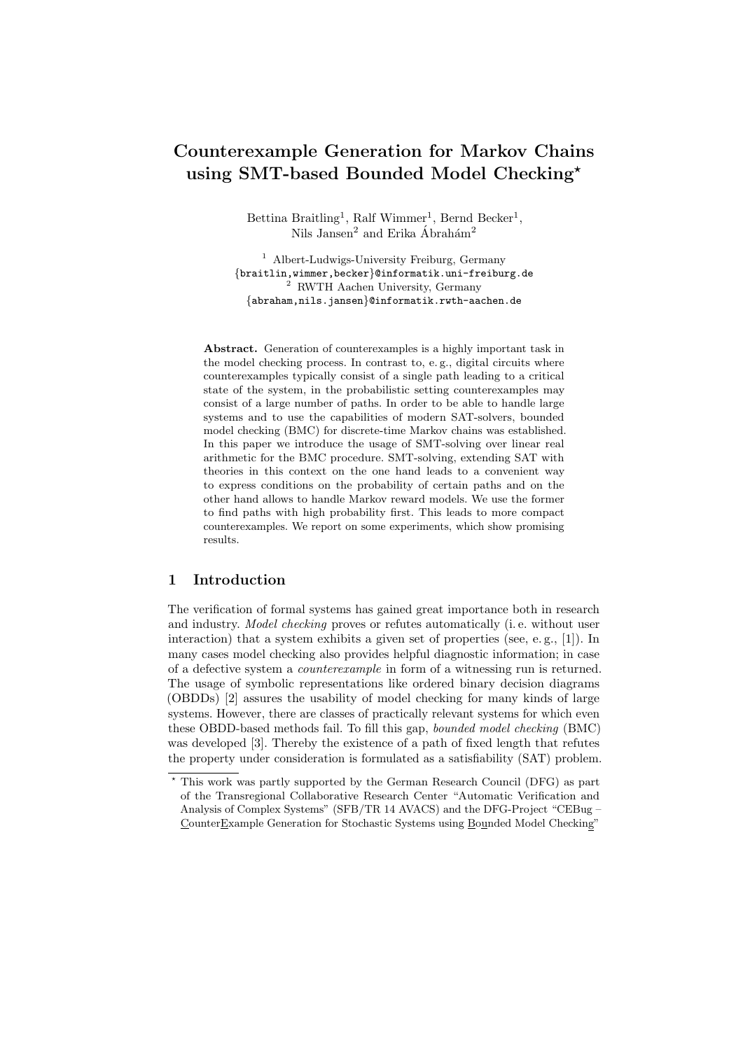# Counterexample Generation for Markov Chains using SMT-based Bounded Model Checking*

Bettina Braitling[1], Ralf Wimmer[1], Bernd Becker[1], Nils Jansen[2] and Erika Ábrahám[2]

[1] Albert-Ludwigs-University Freiburg, Germany
{braitlin,wimmer,becker}@informatik.uni-freiburg.de
[2] RWTH Aachen University, Germany
{abraham,nils.jansen}@informatik.rwth-aachen.de

**Abstract.** Generation of counterexamples is a highly important task in the model checking process. In contrast to, e. g., digital circuits where counterexamples typically consist of a single path leading to a critical state of the system, in the probabilistic setting counterexamples may consist of a large number of paths. In order to be able to handle large systems and to use the capabilities of modern SAT-solvers, bounded model checking (BMC) for discrete-time Markov chains was established. In this paper we introduce the usage of SMT-solving over linear real arithmetic for the BMC procedure. SMT-solving, extending SAT with theories in this context on the one hand leads to a convenient way to express conditions on the probability of certain paths and on the other hand allows to handle Markov reward models. We use the former to find paths with high probability first. This leads to more compact counterexamples. We report on some experiments, which show promising results.

## 1 Introduction

The verification of formal systems has gained great importance both in research and industry. *Model checking* proves or refutes automatically (i. e. without user interaction) that a system exhibits a given set of properties (see, e. g., [1]). In many cases model checking also provides helpful diagnostic information; in case of a defective system a *counterexample* in form of a witnessing run is returned. The usage of symbolic representations like ordered binary decision diagrams (OBDDs) [2] assures the usability of model checking for many kinds of large systems. However, there are classes of practically relevant systems for which even these OBDD-based methods fail. To fill this gap, *bounded model checking* (BMC) was developed [3]. Thereby the existence of a path of fixed length that refutes the property under consideration is formulated as a satisfiability (SAT) problem.

* This work was partly supported by the German Research Council (DFG) as part of the Transregional Collaborative Research Center "Automatic Verification and Analysis of Complex Systems" (SFB/TR 14 AVACS) and the DFG-Project "CEBug – CounterExample Generation for Stochastic Systems using Bounded Model Checking"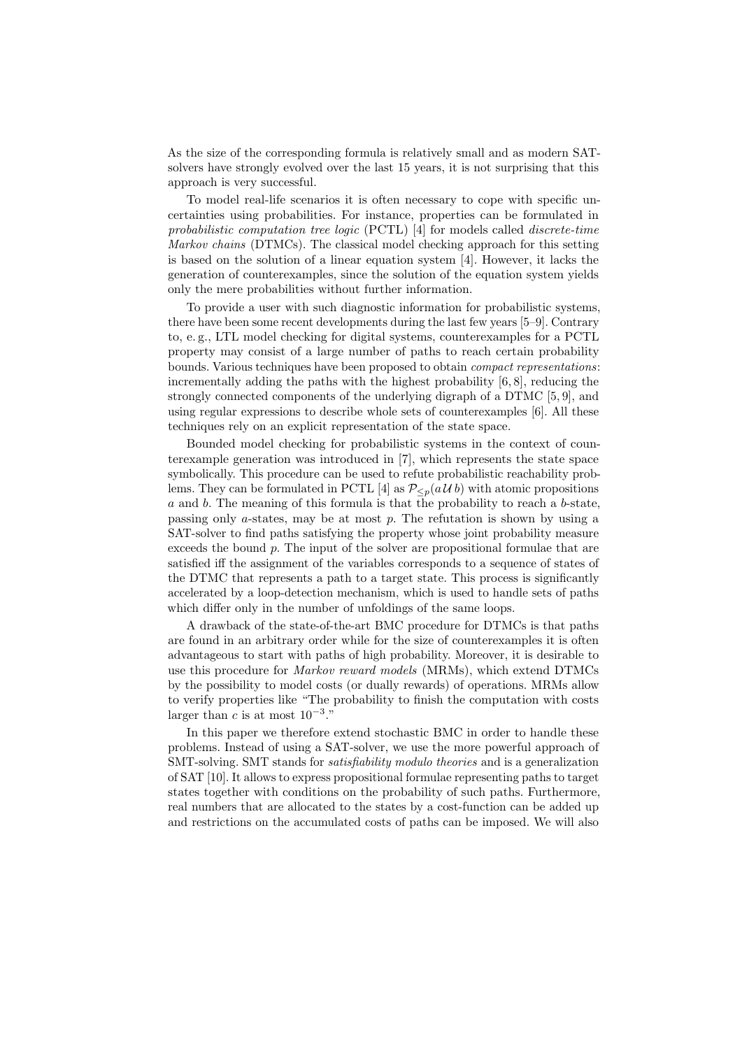As the size of the corresponding formula is relatively small and as modern SAT-solvers have strongly evolved over the last 15 years, it is not surprising that this approach is very successful.

To model real-life scenarios it is often necessary to cope with specific uncertainties using probabilities. For instance, properties can be formulated in *probabilistic computation tree logic* (PCTL) [4] for models called *discrete-time Markov chains* (DTMCs). The classical model checking approach for this setting is based on the solution of a linear equation system [4]. However, it lacks the generation of counterexamples, since the solution of the equation system yields only the mere probabilities without further information.

To provide a user with such diagnostic information for probabilistic systems, there have been some recent developments during the last few years [5–9]. Contrary to, e. g., LTL model checking for digital systems, counterexamples for a PCTL property may consist of a large number of paths to reach certain probability bounds. Various techniques have been proposed to obtain *compact representations*: incrementally adding the paths with the highest probability [6, 8], reducing the strongly connected components of the underlying digraph of a DTMC [5, 9], and using regular expressions to describe whole sets of counterexamples [6]. All these techniques rely on an explicit representation of the state space.

Bounded model checking for probabilistic systems in the context of counterexample generation was introduced in [7], which represents the state space symbolically. This procedure can be used to refute probabilistic reachability problems. They can be formulated in PCTL [4] as $\mathcal{P}_{\leq p}(a\,\mathcal{U}\,b)$ with atomic propositions $a$ and $b$. The meaning of this formula is that the probability to reach a $b$-state, passing only $a$-states, may be at most $p$. The refutation is shown by using a SAT-solver to find paths satisfying the property whose joint probability measure exceeds the bound $p$. The input of the solver are propositional formulae that are satisfied iff the assignment of the variables corresponds to a sequence of states of the DTMC that represents a path to a target state. This process is significantly accelerated by a loop-detection mechanism, which is used to handle sets of paths which differ only in the number of unfoldings of the same loops.

A drawback of the state-of-the-art BMC procedure for DTMCs is that paths are found in an arbitrary order while for the size of counterexamples it is often advantageous to start with paths of high probability. Moreover, it is desirable to use this procedure for *Markov reward models* (MRMs), which extend DTMCs by the possibility to model costs (or dually rewards) of operations. MRMs allow to verify properties like "The probability to finish the computation with costs larger than $c$ is at most $10^{-3}$."

In this paper we therefore extend stochastic BMC in order to handle these problems. Instead of using a SAT-solver, we use the more powerful approach of SMT-solving. SMT stands for *satisfiability modulo theories* and is a generalization of SAT [10]. It allows to express propositional formulae representing paths to target states together with conditions on the probability of such paths. Furthermore, real numbers that are allocated to the states by a cost-function can be added up and restrictions on the accumulated costs of paths can be imposed. We will also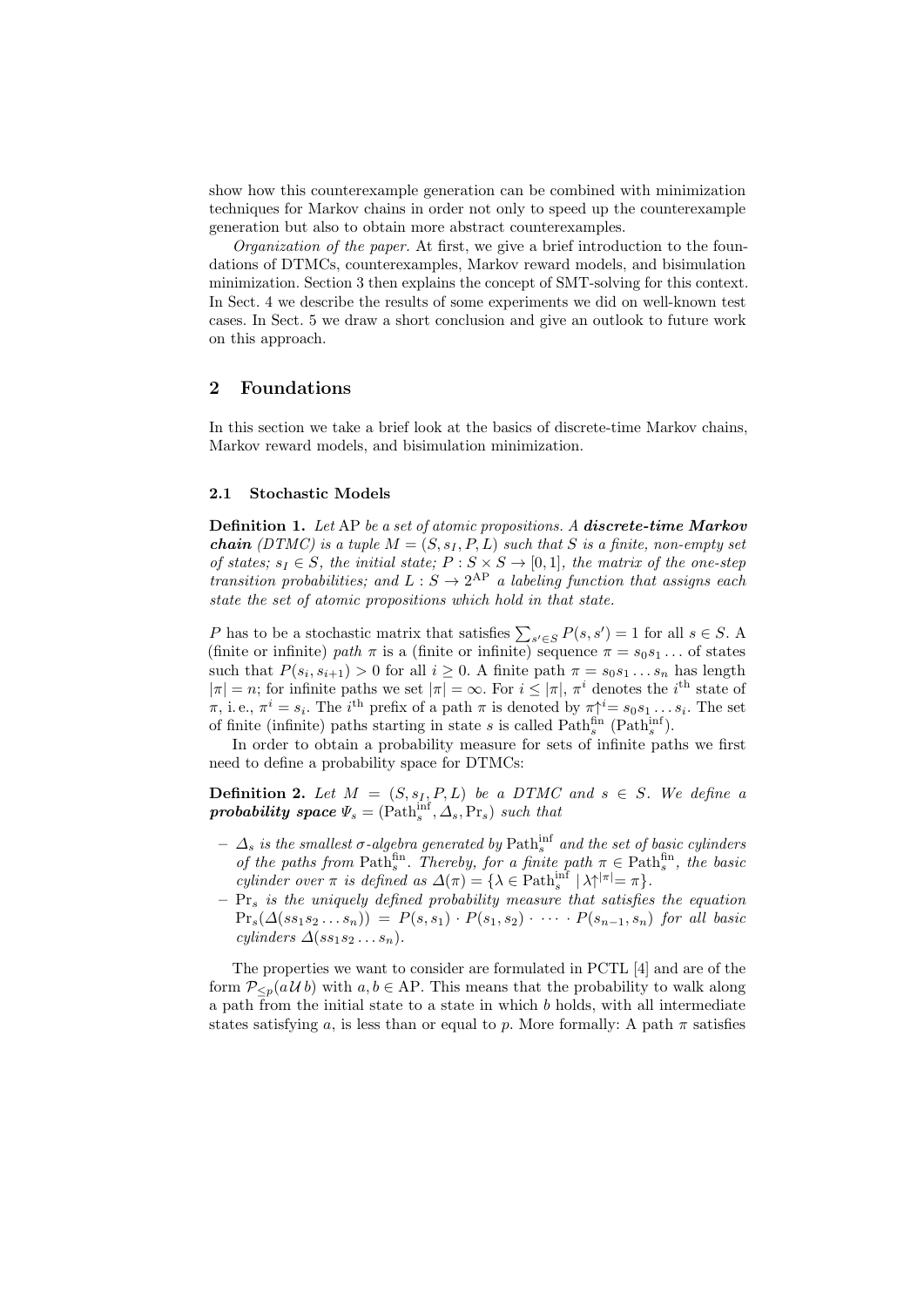show how this counterexample generation can be combined with minimization techniques for Markov chains in order not only to speed up the counterexample generation but also to obtain more abstract counterexamples.

*Organization of the paper.* At first, we give a brief introduction to the foundations of DTMCs, counterexamples, Markov reward models, and bisimulation minimization. Section 3 then explains the concept of SMT-solving for this context. In Sect. 4 we describe the results of some experiments we did on well-known test cases. In Sect. 5 we draw a short conclusion and give an outlook to future work on this approach.

## 2 Foundations

In this section we take a brief look at the basics of discrete-time Markov chains, Markov reward models, and bisimulation minimization.

### 2.1 Stochastic Models

**Definition 1.** *Let* AP *be a set of atomic propositions. A* ***discrete-time Markov chain*** *(DTMC) is a tuple* $M = (S, s_I, P, L)$ *such that* $S$ *is a finite, non-empty set of states;* $s_I \in S$*, the initial state;* $P : S \times S \to [0, 1]$*, the matrix of the one-step transition probabilities; and* $L : S \to 2^{\mathrm{AP}}$ *a labeling function that assigns each state the set of atomic propositions which hold in that state.*

$P$ has to be a stochastic matrix that satisfies $\sum_{s' \in S} P(s, s') = 1$ for all $s \in S$. A (finite or infinite) *path* $\pi$ is a (finite or infinite) sequence $\pi = s_0 s_1 \ldots$ of states such that $P(s_i, s_{i+1}) > 0$ for all $i \geq 0$. A finite path $\pi = s_0 s_1 \ldots s_n$ has length $|\pi| = n$; for infinite paths we set $|\pi| = \infty$. For $i \leq |\pi|$, $\pi^i$ denotes the $i^{\text{th}}$ state of $\pi$, i. e., $\pi^i = s_i$. The $i^{\text{th}}$ prefix of a path $\pi$ is denoted by $\pi{\uparrow}^i = s_0 s_1 \ldots s_i$. The set of finite (infinite) paths starting in state $s$ is called $\mathrm{Path}_s^{\mathrm{fin}}$ ($\mathrm{Path}_s^{\mathrm{inf}}$).

In order to obtain a probability measure for sets of infinite paths we first need to define a probability space for DTMCs:

**Definition 2.** *Let* $M = (S, s_I, P, L)$ *be a DTMC and* $s \in S$*. We define a* ***probability space*** $\Psi_s = (\mathrm{Path}_s^{\mathrm{inf}}, \Delta_s, \mathrm{Pr}_s)$ *such that*

- $\Delta_s$ *is the smallest* $\sigma$*-algebra generated by* $\mathrm{Path}_s^{\mathrm{inf}}$ *and the set of basic cylinders of the paths from* $\mathrm{Path}_s^{\mathrm{fin}}$*. Thereby, for a finite path* $\pi \in \mathrm{Path}_s^{\mathrm{fin}}$*, the basic cylinder over* $\pi$ *is defined as* $\Delta(\pi) = \{\lambda \in \mathrm{Path}_s^{\mathrm{inf}} \mid \lambda{\uparrow}^{|\pi|} = \pi\}$*.*
- $\mathrm{Pr}_s$ *is the uniquely defined probability measure that satisfies the equation* $\mathrm{Pr}_s(\Delta(s s_1 s_2 \ldots s_n)) = P(s, s_1) \cdot P(s_1, s_2) \cdot \cdots \cdot P(s_{n-1}, s_n)$ *for all basic cylinders* $\Delta(s s_1 s_2 \ldots s_n)$*.*

The properties we want to consider are formulated in PCTL [4] and are of the form $\mathcal{P}_{\leq p}(a\,\mathcal{U}\,b)$ with $a, b \in \mathrm{AP}$. This means that the probability to walk along a path from the initial state to a state in which $b$ holds, with all intermediate states satisfying $a$, is less than or equal to $p$. More formally: A path $\pi$ satisfies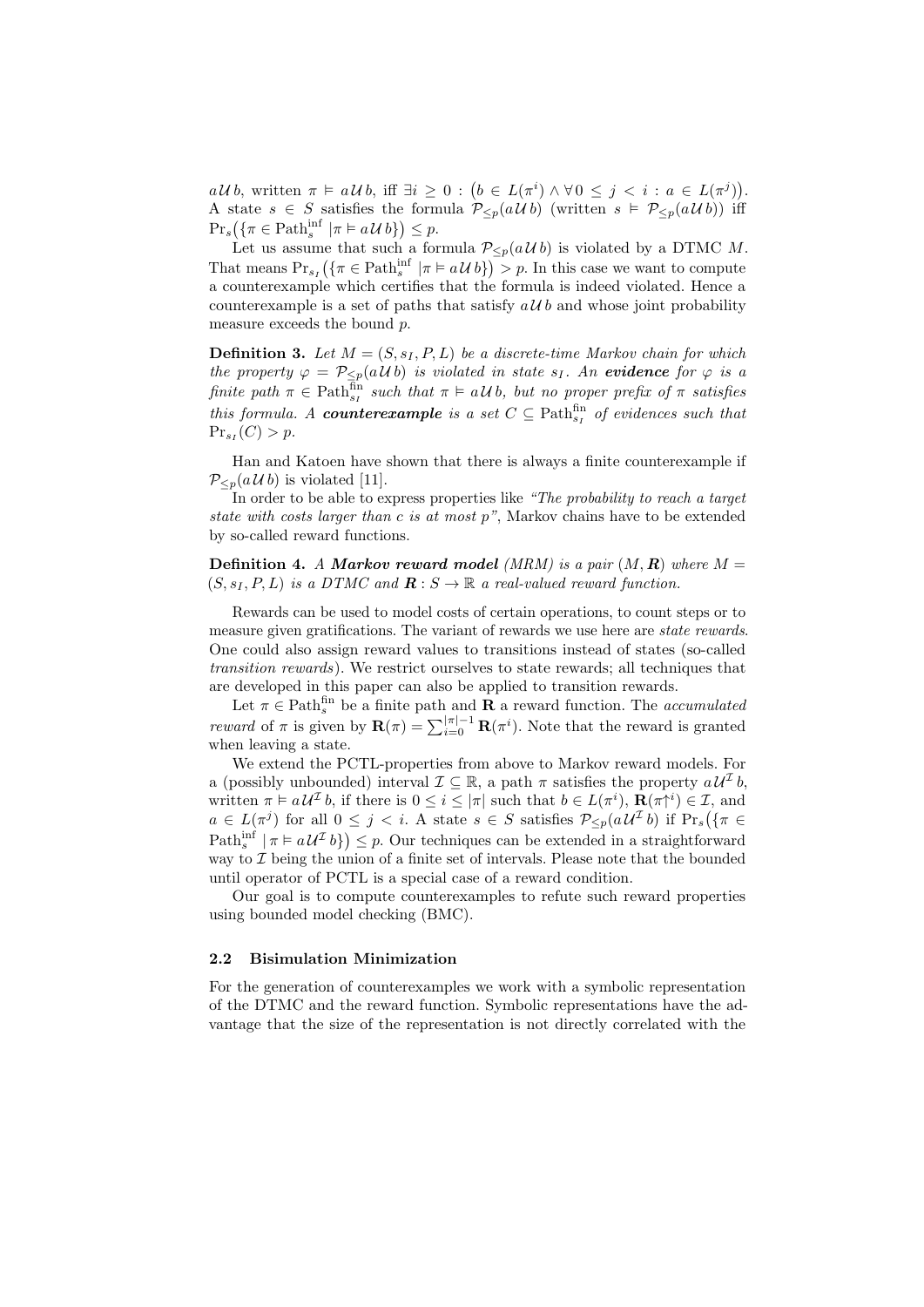$a\,\mathcal{U}\,b$, written $\pi \models a\,\mathcal{U}\,b$, iff $\exists i \geq 0 : \big(b \in L(\pi^i) \wedge \forall 0 \leq j < i : a \in L(\pi^j)\big)$. A state $s \in S$ satisfies the formula $\mathcal{P}_{\leq p}(a\,\mathcal{U}\,b)$ (written $s \models \mathcal{P}_{\leq p}(a\,\mathcal{U}\,b)$) iff $\Pr_s\big(\{\pi \in \mathrm{Path}_s^{\mathrm{inf}} \mid \pi \models a\,\mathcal{U}\,b\}\big) \leq p$.

Let us assume that such a formula $\mathcal{P}_{\leq p}(a\,\mathcal{U}\,b)$ is violated by a DTMC $M$. That means $\Pr_{s_I}\big(\{\pi \in \mathrm{Path}_s^{\mathrm{inf}} \mid \pi \models a\,\mathcal{U}\,b\}\big) > p$. In this case we want to compute a counterexample which certifies that the formula is indeed violated. Hence a counterexample is a set of paths that satisfy $a\,\mathcal{U}\,b$ and whose joint probability measure exceeds the bound $p$.

**Definition 3.** *Let $M = (S, s_I, P, L)$ be a discrete-time Markov chain for which the property $\varphi = \mathcal{P}_{\leq p}(a\,\mathcal{U}\,b)$ is violated in state $s_I$. An **evidence** for $\varphi$ is a finite path $\pi \in \mathrm{Path}_{s_I}^{\mathrm{fin}}$ such that $\pi \models a\,\mathcal{U}\,b$, but no proper prefix of $\pi$ satisfies this formula. A **counterexample** is a set $C \subseteq \mathrm{Path}_{s_I}^{\mathrm{fin}}$ of evidences such that $\Pr_{s_I}(C) > p$.*

Han and Katoen have shown that there is always a finite counterexample if $\mathcal{P}_{\leq p}(a\,\mathcal{U}\,b)$ is violated [11].

In order to be able to express properties like *"The probability to reach a target state with costs larger than c is at most p"*, Markov chains have to be extended by so-called reward functions.

**Definition 4.** *A **Markov reward model** (MRM) is a pair $(M, \boldsymbol{R})$ where $M = (S, s_I, P, L)$ is a DTMC and $\boldsymbol{R} : S \to \mathbb{R}$ a real-valued reward function.*

Rewards can be used to model costs of certain operations, to count steps or to measure given gratifications. The variant of rewards we use here are *state rewards*. One could also assign reward values to transitions instead of states (so-called *transition rewards*). We restrict ourselves to state rewards; all techniques that are developed in this paper can also be applied to transition rewards.

Let $\pi \in \mathrm{Path}_s^{\mathrm{fin}}$ be a finite path and $\mathbf{R}$ a reward function. The *accumulated reward* of $\pi$ is given by $\mathbf{R}(\pi) = \sum_{i=0}^{|\pi|-1} \mathbf{R}(\pi^i)$. Note that the reward is granted when leaving a state.

We extend the PCTL-properties from above to Markov reward models. For a (possibly unbounded) interval $\mathcal{I} \subseteq \mathbb{R}$, a path $\pi$ satisfies the property $a\,\mathcal{U}^{\mathcal{I}}\,b$, written $\pi \models a\,\mathcal{U}^{\mathcal{I}}\,b$, if there is $0 \leq i \leq |\pi|$ such that $b \in L(\pi^i)$, $\mathbf{R}(\pi{\uparrow}^i) \in \mathcal{I}$, and $a \in L(\pi^j)$ for all $0 \leq j < i$. A state $s \in S$ satisfies $\mathcal{P}_{\leq p}(a\,\mathcal{U}^{\mathcal{I}}\,b)$ if $\Pr_s\big(\{\pi \in \mathrm{Path}_s^{\mathrm{inf}} \mid \pi \models a\,\mathcal{U}^{\mathcal{I}}\,b\}\big) \leq p$. Our techniques can be extended in a straightforward way to $\mathcal{I}$ being the union of a finite set of intervals. Please note that the bounded until operator of PCTL is a special case of a reward condition.

Our goal is to compute counterexamples to refute such reward properties using bounded model checking (BMC).

### 2.2 Bisimulation Minimization

For the generation of counterexamples we work with a symbolic representation of the DTMC and the reward function. Symbolic representations have the advantage that the size of the representation is not directly correlated with the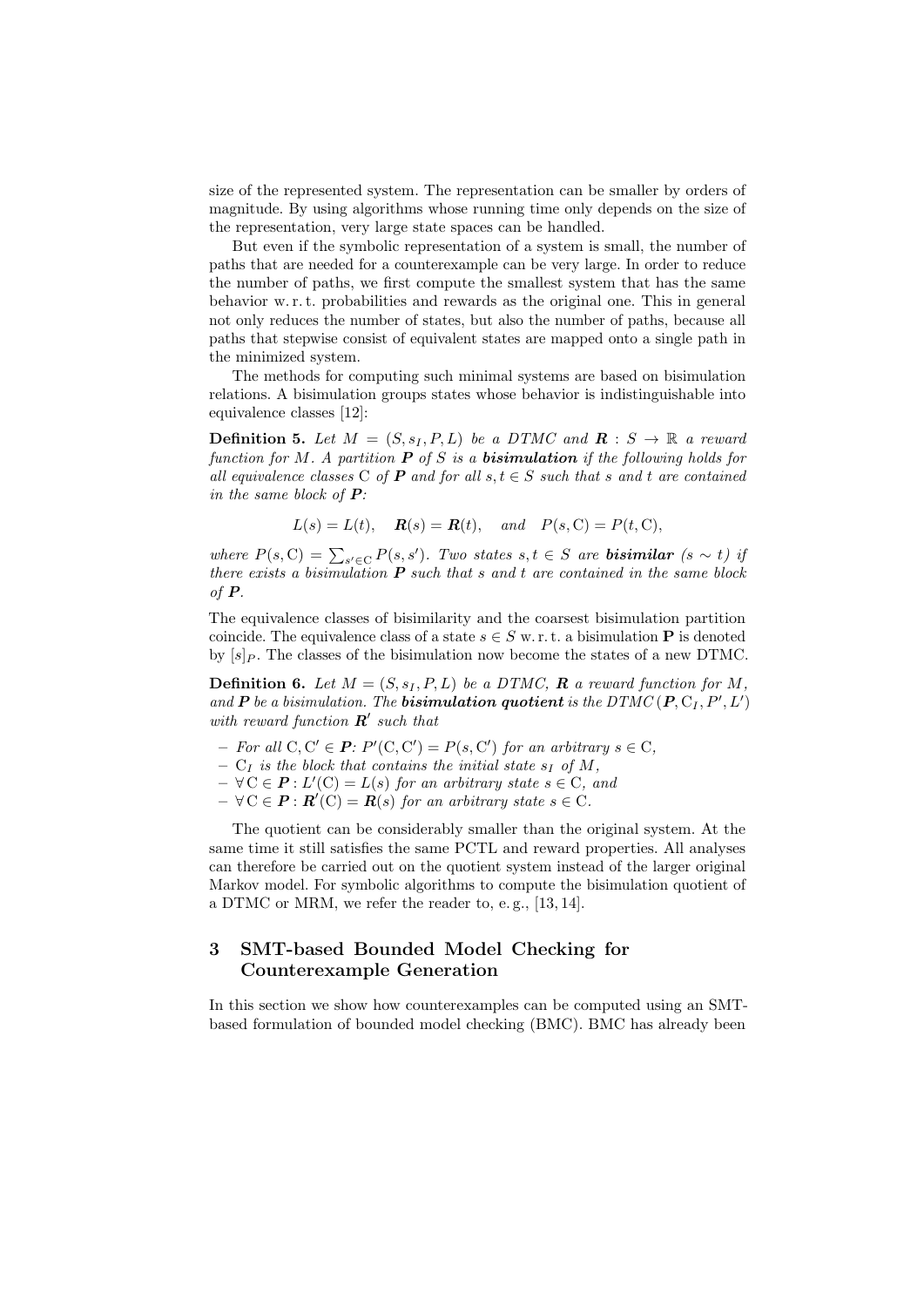size of the represented system. The representation can be smaller by orders of magnitude. By using algorithms whose running time only depends on the size of the representation, very large state spaces can be handled.

But even if the symbolic representation of a system is small, the number of paths that are needed for a counterexample can be very large. In order to reduce the number of paths, we first compute the smallest system that has the same behavior w. r. t. probabilities and rewards as the original one. This in general not only reduces the number of states, but also the number of paths, because all paths that stepwise consist of equivalent states are mapped onto a single path in the minimized system.

The methods for computing such minimal systems are based on bisimulation relations. A bisimulation groups states whose behavior is indistinguishable into equivalence classes [12]:

**Definition 5.** *Let $M = (S, s_I, P, L)$ be a DTMC and $\boldsymbol{R} : S \to \mathbb{R}$ a reward function for $M$. A partition $\boldsymbol{P}$ of $S$ is a* ***bisimulation*** *if the following holds for all equivalence classes* $\mathrm{C}$ *of $\boldsymbol{P}$ and for all $s, t \in S$ such that $s$ and $t$ are contained in the same block of $\boldsymbol{P}$:*

$$L(s) = L(t), \quad \boldsymbol{R}(s) = \boldsymbol{R}(t), \quad \text{and} \quad P(s, \mathrm{C}) = P(t, \mathrm{C}),$$

*where $P(s, \mathrm{C}) = \sum_{s' \in \mathrm{C}} P(s, s')$. Two states $s, t \in S$ are* ***bisimilar*** *($s \sim t$) if there exists a bisimulation $\boldsymbol{P}$ such that $s$ and $t$ are contained in the same block of $\boldsymbol{P}$.*

The equivalence classes of bisimilarity and the coarsest bisimulation partition coincide. The equivalence class of a state $s \in S$ w. r. t. a bisimulation $\mathbf{P}$ is denoted by $[s]_P$. The classes of the bisimulation now become the states of a new DTMC.

**Definition 6.** *Let $M = (S, s_I, P, L)$ be a DTMC, $\boldsymbol{R}$ a reward function for $M$, and $\boldsymbol{P}$ be a bisimulation. The* ***bisimulation quotient*** *is the DTMC $(\boldsymbol{P}, \mathrm{C}_I, P', L')$ with reward function $\boldsymbol{R}'$ such that*

- *For all $\mathrm{C}, \mathrm{C}' \in \boldsymbol{P}$: $P'(\mathrm{C}, \mathrm{C}') = P(s, \mathrm{C}')$ for an arbitrary $s \in \mathrm{C}$,*
- *$\mathrm{C}_I$ is the block that contains the initial state $s_I$ of $M$,*
- *$\forall\, \mathrm{C} \in \boldsymbol{P} : L'(\mathrm{C}) = L(s)$ for an arbitrary state $s \in \mathrm{C}$, and*
- *$\forall\, \mathrm{C} \in \boldsymbol{P} : \boldsymbol{R}'(\mathrm{C}) = \boldsymbol{R}(s)$ for an arbitrary state $s \in \mathrm{C}$.*

The quotient can be considerably smaller than the original system. At the same time it still satisfies the same PCTL and reward properties. All analyses can therefore be carried out on the quotient system instead of the larger original Markov model. For symbolic algorithms to compute the bisimulation quotient of a DTMC or MRM, we refer the reader to, e. g., [13, 14].

## 3 SMT-based Bounded Model Checking for Counterexample Generation

In this section we show how counterexamples can be computed using an SMT-based formulation of bounded model checking (BMC). BMC has already been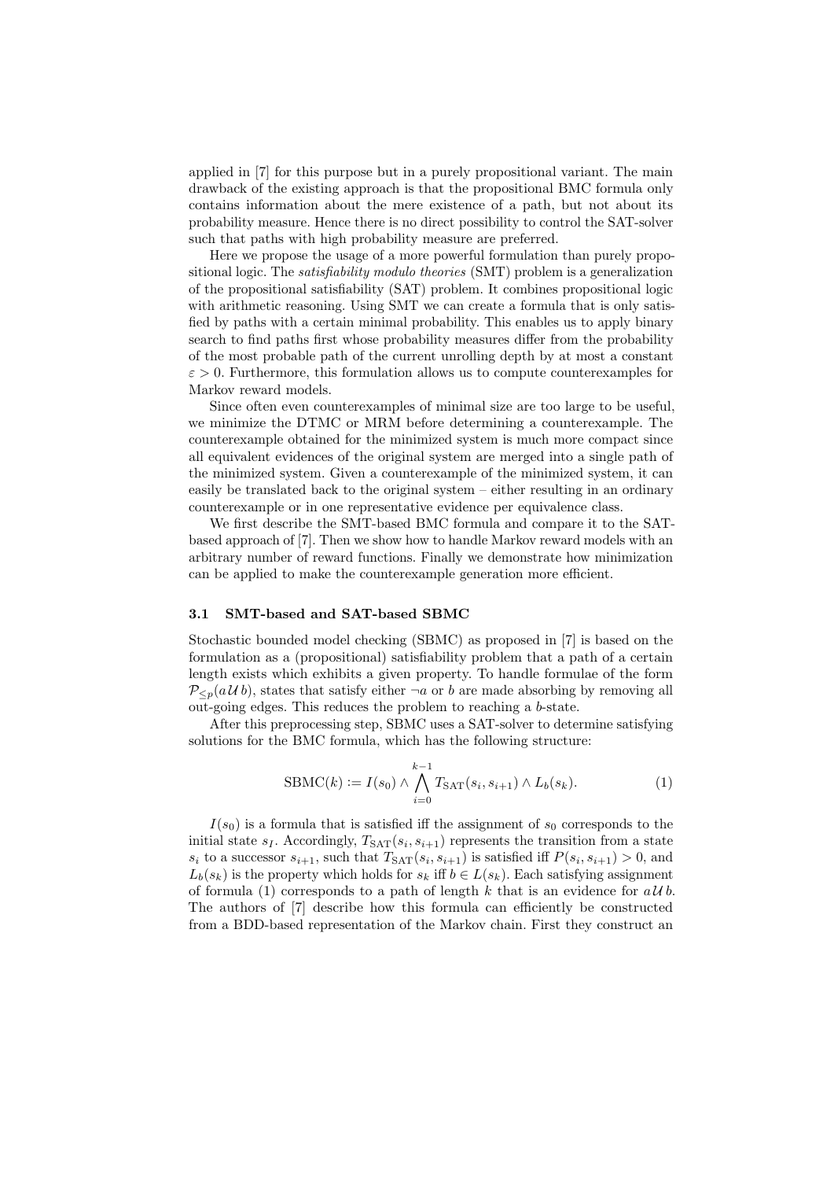applied in [7] for this purpose but in a purely propositional variant. The main drawback of the existing approach is that the propositional BMC formula only contains information about the mere existence of a path, but not about its probability measure. Hence there is no direct possibility to control the SAT-solver such that paths with high probability measure are preferred.

Here we propose the usage of a more powerful formulation than purely propositional logic. The *satisfiability modulo theories* (SMT) problem is a generalization of the propositional satisfiability (SAT) problem. It combines propositional logic with arithmetic reasoning. Using SMT we can create a formula that is only satisfied by paths with a certain minimal probability. This enables us to apply binary search to find paths first whose probability measures differ from the probability of the most probable path of the current unrolling depth by at most a constant $\varepsilon > 0$. Furthermore, this formulation allows us to compute counterexamples for Markov reward models.

Since often even counterexamples of minimal size are too large to be useful, we minimize the DTMC or MRM before determining a counterexample. The counterexample obtained for the minimized system is much more compact since all equivalent evidences of the original system are merged into a single path of the minimized system. Given a counterexample of the minimized system, it can easily be translated back to the original system – either resulting in an ordinary counterexample or in one representative evidence per equivalence class.

We first describe the SMT-based BMC formula and compare it to the SAT-based approach of [7]. Then we show how to handle Markov reward models with an arbitrary number of reward functions. Finally we demonstrate how minimization can be applied to make the counterexample generation more efficient.

### 3.1 SMT-based and SAT-based SBMC

Stochastic bounded model checking (SBMC) as proposed in [7] is based on the formulation as a (propositional) satisfiability problem that a path of a certain length exists which exhibits a given property. To handle formulae of the form $\mathcal{P}_{\leq p}(a \, \mathcal{U} \, b)$, states that satisfy either $\neg a$ or $b$ are made absorbing by removing all out-going edges. This reduces the problem to reaching a $b$-state.

After this preprocessing step, SBMC uses a SAT-solver to determine satisfying solutions for the BMC formula, which has the following structure:

$$\text{SBMC}(k) := I(s_0) \wedge \bigwedge_{i=0}^{k-1} T_{\text{SAT}}(s_i, s_{i+1}) \wedge L_b(s_k). \tag{1}$$

$I(s_0)$ is a formula that is satisfied iff the assignment of $s_0$ corresponds to the initial state $s_I$. Accordingly, $T_{\text{SAT}}(s_i, s_{i+1})$ represents the transition from a state $s_i$ to a successor $s_{i+1}$, such that $T_{\text{SAT}}(s_i, s_{i+1})$ is satisfied iff $P(s_i, s_{i+1}) > 0$, and $L_b(s_k)$ is the property which holds for $s_k$ iff $b \in L(s_k)$. Each satisfying assignment of formula (1) corresponds to a path of length $k$ that is an evidence for $a \, \mathcal{U} \, b$. The authors of [7] describe how this formula can efficiently be constructed from a BDD-based representation of the Markov chain. First they construct an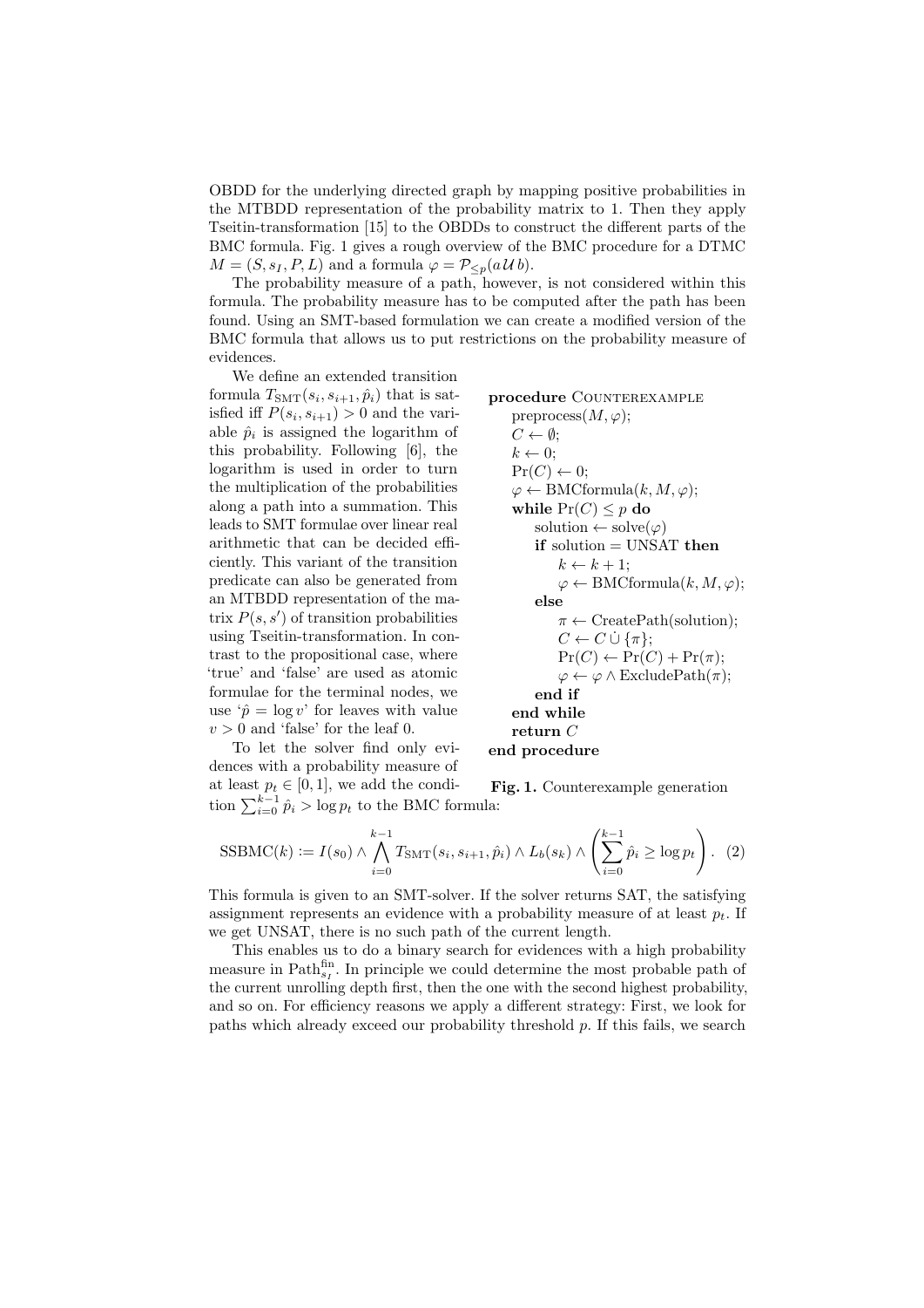OBDD for the underlying directed graph by mapping positive probabilities in the MTBDD representation of the probability matrix to 1. Then they apply Tseitin-transformation [15] to the OBDDs to construct the different parts of the BMC formula. Fig. 1 gives a rough overview of the BMC procedure for a DTMC $M = (S, s_I, P, L)$ and a formula $\varphi = \mathcal{P}_{\leq p}(a\,\mathcal{U}\,b)$.

The probability measure of a path, however, is not considered within this formula. The probability measure has to be computed after the path has been found. Using an SMT-based formulation we can create a modified version of the BMC formula that allows us to put restrictions on the probability measure of evidences.

We define an extended transition formula $T_{\text{SMT}}(s_i, s_{i+1}, \hat{p}_i)$ that is satisfied iff $P(s_i, s_{i+1}) > 0$ and the variable $\hat{p}_i$ is assigned the logarithm of this probability. Following [6], the logarithm is used in order to turn the multiplication of the probabilities along a path into a summation. This leads to SMT formulae over linear real arithmetic that can be decided efficiently. This variant of the transition predicate can also be generated from an MTBDD representation of the matrix $P(s, s')$ of transition probabilities using Tseitin-transformation. In contrast to the propositional case, where 'true' and 'false' are used as atomic formulae for the terminal nodes, we use '$\hat{p} = \log v$' for leaves with value $v > 0$ and 'false' for the leaf 0.

```
procedure COUNTEREXAMPLE
    preprocess(M, φ);
    C ← ∅;
    k ← 0;
    Pr(C) ← 0;
    φ ← BMCformula(k, M, φ);
    while Pr(C) ≤ p do
        solution ← solve(φ)
        if solution = UNSAT then
            k ← k + 1;
            φ ← BMCformula(k, M, φ);
        else
            π ← CreatePath(solution);
            C ← C ∪̇ {π};
            Pr(C) ← Pr(C) + Pr(π);
            φ ← φ ∧ ExcludePath(π);
        end if
    end while
    return C
end procedure
```

**Fig. 1.** Counterexample generation

To let the solver find only evidences with a probability measure of at least $p_t \in [0, 1]$, we add the condition $\sum_{i=0}^{k-1} \hat{p}_i > \log p_t$ to the BMC formula:

$$\text{SSBMC}(k) := I(s_0) \wedge \bigwedge_{i=0}^{k-1} T_{\text{SMT}}(s_i, s_{i+1}, \hat{p}_i) \wedge L_b(s_k) \wedge \left( \sum_{i=0}^{k-1} \hat{p}_i \geq \log p_t \right). \quad (2)$$

This formula is given to an SMT-solver. If the solver returns SAT, the satisfying assignment represents an evidence with a probability measure of at least $p_t$. If we get UNSAT, there is no such path of the current length.

This enables us to do a binary search for evidences with a high probability measure in $\text{Path}^{\text{fin}}_{s_I}$. In principle we could determine the most probable path of the current unrolling depth first, then the one with the second highest probability, and so on. For efficiency reasons we apply a different strategy: First, we look for paths which already exceed our probability threshold $p$. If this fails, we search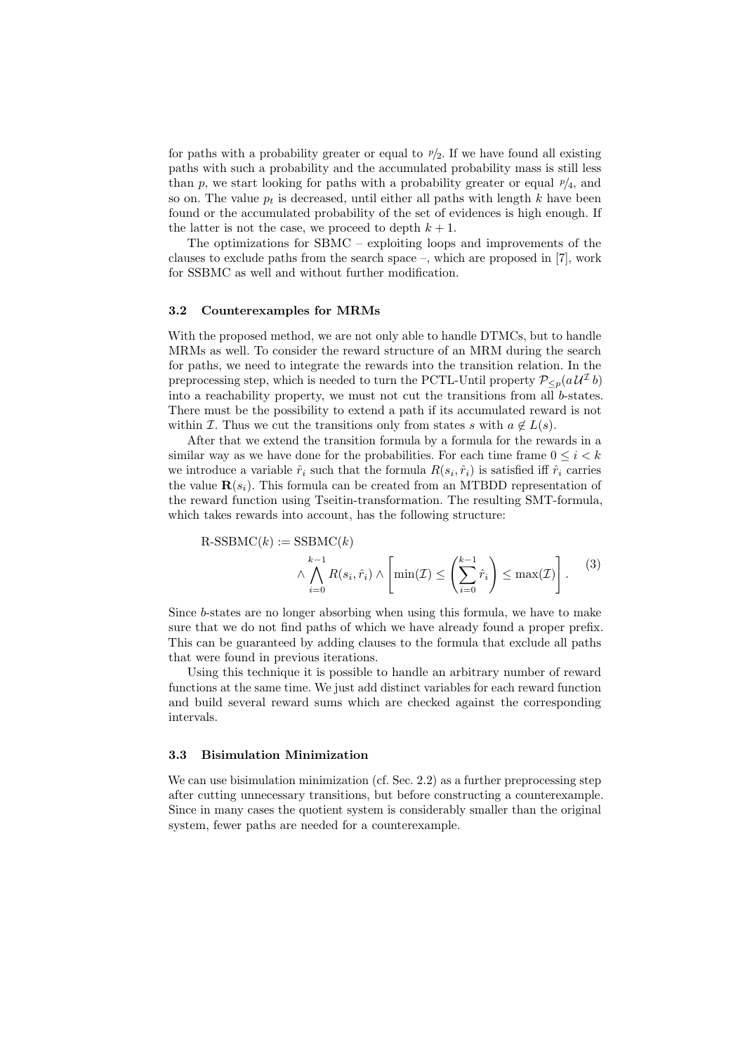for paths with a probability greater or equal to $p/2$. If we have found all existing paths with such a probability and the accumulated probability mass is still less than $p$, we start looking for paths with a probability greater or equal $p/4$, and so on. The value $p_t$ is decreased, until either all paths with length $k$ have been found or the accumulated probability of the set of evidences is high enough. If the latter is not the case, we proceed to depth $k+1$.

The optimizations for SBMC – exploiting loops and improvements of the clauses to exclude paths from the search space –, which are proposed in [7], work for SSBMC as well and without further modification.

### 3.2 Counterexamples for MRMs

With the proposed method, we are not only able to handle DTMCs, but to handle MRMs as well. To consider the reward structure of an MRM during the search for paths, we need to integrate the rewards into the transition relation. In the preprocessing step, which is needed to turn the PCTL-Until property $\mathcal{P}_{\leq p}(a\,\mathcal{U}^{\mathcal{I}}\,b)$ into a reachability property, we must not cut the transitions from all $b$-states. There must be the possibility to extend a path if its accumulated reward is not within $\mathcal{I}$. Thus we cut the transitions only from states $s$ with $a \notin L(s)$.

After that we extend the transition formula by a formula for the rewards in a similar way as we have done for the probabilities. For each time frame $0 \leq i < k$ we introduce a variable $\hat{r}_i$ such that the formula $R(s_i, \hat{r}_i)$ is satisfied iff $\hat{r}_i$ carries the value $\mathbf{R}(s_i)$. This formula can be created from an MTBDD representation of the reward function using Tseitin-transformation. The resulting SMT-formula, which takes rewards into account, has the following structure:

$$
\begin{aligned}
\text{R-SSBMC}(k) := {} & \text{SSBMC}(k) \\
& \wedge \bigwedge_{i=0}^{k-1} R(s_i, \hat{r}_i) \wedge \left[ \min(\mathcal{I}) \leq \left( \sum_{i=0}^{k-1} \hat{r}_i \right) \leq \max(\mathcal{I}) \right].
\end{aligned}
\tag{3}
$$

Since $b$-states are no longer absorbing when using this formula, we have to make sure that we do not find paths of which we have already found a proper prefix. This can be guaranteed by adding clauses to the formula that exclude all paths that were found in previous iterations.

Using this technique it is possible to handle an arbitrary number of reward functions at the same time. We just add distinct variables for each reward function and build several reward sums which are checked against the corresponding intervals.

### 3.3 Bisimulation Minimization

We can use bisimulation minimization (cf. Sec. 2.2) as a further preprocessing step after cutting unnecessary transitions, but before constructing a counterexample. Since in many cases the quotient system is considerably smaller than the original system, fewer paths are needed for a counterexample.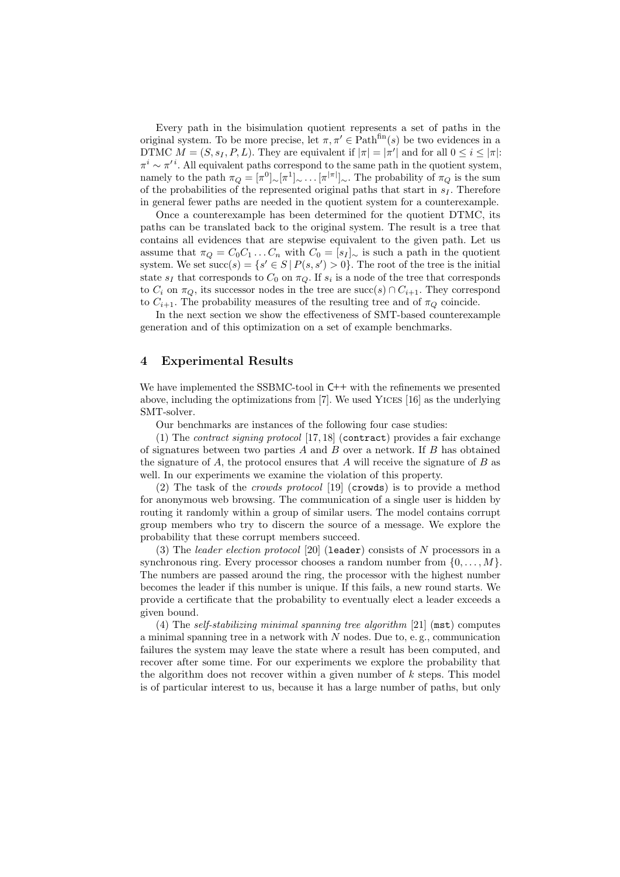Every path in the bisimulation quotient represents a set of paths in the original system. To be more precise, let $\pi, \pi' \in \text{Path}^{\text{fin}}(s)$ be two evidences in a DTMC $M = (S, s_I, P, L)$. They are equivalent if $|\pi| = |\pi'|$ and for all $0 \leq i \leq |\pi|$: $\pi^i \sim \pi'^i$. All equivalent paths correspond to the same path in the quotient system, namely to the path $\pi_Q = [\pi^0]_\sim [\pi^1]_\sim \dots [\pi^{|\pi|}]_\sim$. The probability of $\pi_Q$ is the sum of the probabilities of the represented original paths that start in $s_I$. Therefore in general fewer paths are needed in the quotient system for a counterexample.

Once a counterexample has been determined for the quotient DTMC, its paths can be translated back to the original system. The result is a tree that contains all evidences that are stepwise equivalent to the given path. Let us assume that $\pi_Q = C_0 C_1 \dots C_n$ with $C_0 = [s_I]_\sim$ is such a path in the quotient system. We set $\text{succ}(s) = \{s' \in S \mid P(s, s') > 0\}$. The root of the tree is the initial state $s_I$ that corresponds to $C_0$ on $\pi_Q$. If $s_i$ is a node of the tree that corresponds to $C_i$ on $\pi_Q$, its successor nodes in the tree are $\text{succ}(s) \cap C_{i+1}$. They correspond to $C_{i+1}$. The probability measures of the resulting tree and of $\pi_Q$ coincide.

In the next section we show the effectiveness of SMT-based counterexample generation and of this optimization on a set of example benchmarks.

## 4 Experimental Results

We have implemented the SSBMC-tool in C++ with the refinements we presented above, including the optimizations from [7]. We used Yices [16] as the underlying SMT-solver.

Our benchmarks are instances of the following four case studies:

(1) The *contract signing protocol* [17, 18] (`contract`) provides a fair exchange of signatures between two parties $A$ and $B$ over a network. If $B$ has obtained the signature of $A$, the protocol ensures that $A$ will receive the signature of $B$ as well. In our experiments we examine the violation of this property.

(2) The task of the *crowds protocol* [19] (`crowds`) is to provide a method for anonymous web browsing. The communication of a single user is hidden by routing it randomly within a group of similar users. The model contains corrupt group members who try to discern the source of a message. We explore the probability that these corrupt members succeed.

(3) The *leader election protocol* [20] (`leader`) consists of $N$ processors in a synchronous ring. Every processor chooses a random number from $\{0, \dots, M\}$. The numbers are passed around the ring, the processor with the highest number becomes the leader if this number is unique. If this fails, a new round starts. We provide a certificate that the probability to eventually elect a leader exceeds a given bound.

(4) The *self-stabilizing minimal spanning tree algorithm* [21] (`mst`) computes a minimal spanning tree in a network with $N$ nodes. Due to, e. g., communication failures the system may leave the state where a result has been computed, and recover after some time. For our experiments we explore the probability that the algorithm does not recover within a given number of $k$ steps. This model is of particular interest to us, because it has a large number of paths, but only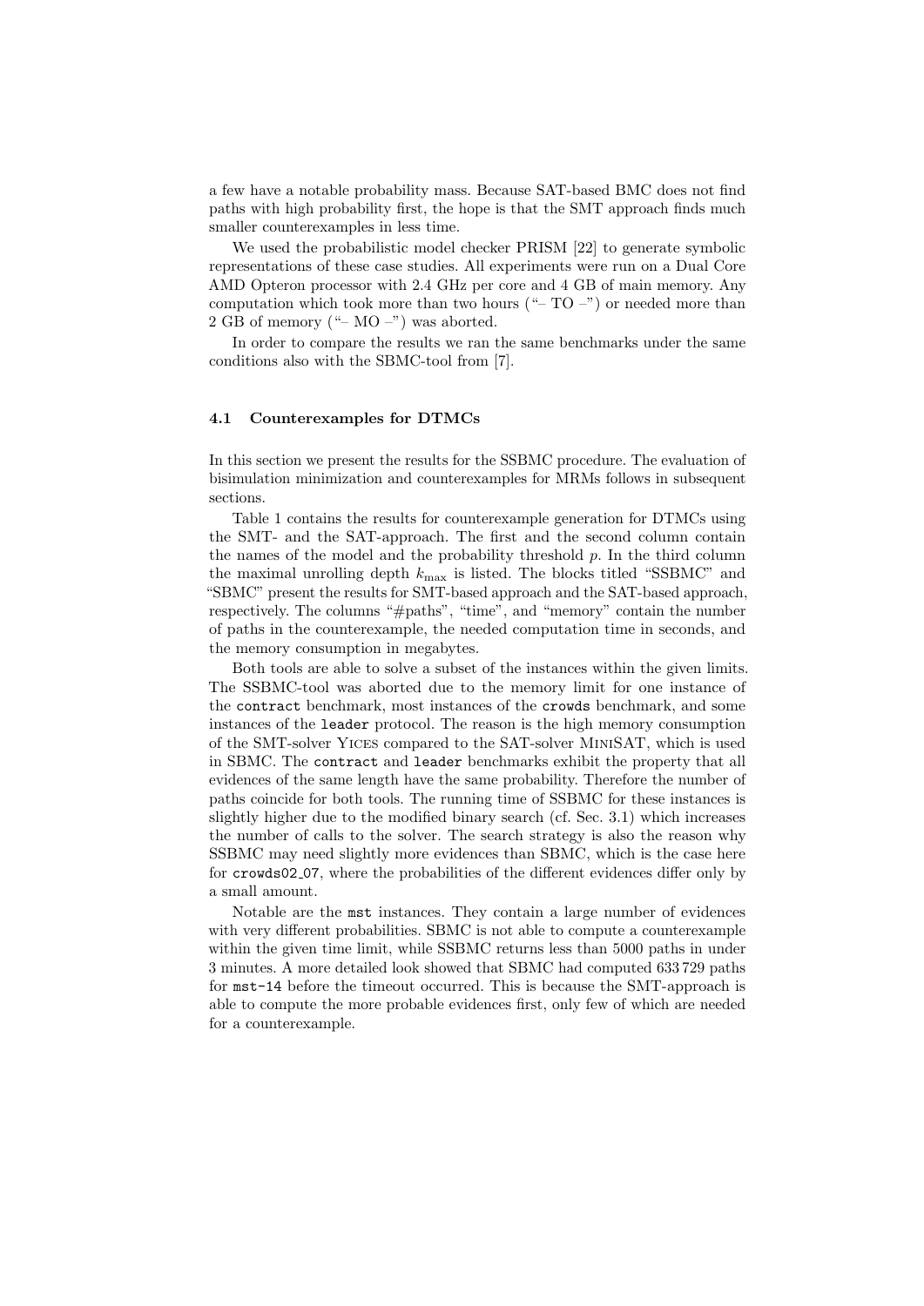a few have a notable probability mass. Because SAT-based BMC does not find paths with high probability first, the hope is that the SMT approach finds much smaller counterexamples in less time.

We used the probabilistic model checker PRISM [22] to generate symbolic representations of these case studies. All experiments were run on a Dual Core AMD Opteron processor with 2.4 GHz per core and 4 GB of main memory. Any computation which took more than two hours ("– TO –") or needed more than 2 GB of memory ("– MO –") was aborted.

In order to compare the results we ran the same benchmarks under the same conditions also with the SBMC-tool from [7].

### 4.1 Counterexamples for DTMCs

In this section we present the results for the SSBMC procedure. The evaluation of bisimulation minimization and counterexamples for MRMs follows in subsequent sections.

Table 1 contains the results for counterexample generation for DTMCs using the SMT- and the SAT-approach. The first and the second column contain the names of the model and the probability threshold $p$. In the third column the maximal unrolling depth $k_{\max}$ is listed. The blocks titled "SSBMC" and "SBMC" present the results for SMT-based approach and the SAT-based approach, respectively. The columns "#paths", "time", and "memory" contain the number of paths in the counterexample, the needed computation time in seconds, and the memory consumption in megabytes.

Both tools are able to solve a subset of the instances within the given limits. The SSBMC-tool was aborted due to the memory limit for one instance of the `contract` benchmark, most instances of the `crowds` benchmark, and some instances of the `leader` protocol. The reason is the high memory consumption of the SMT-solver YICES compared to the SAT-solver MINISAT, which is used in SBMC. The `contract` and `leader` benchmarks exhibit the property that all evidences of the same length have the same probability. Therefore the number of paths coincide for both tools. The running time of SSBMC for these instances is slightly higher due to the modified binary search (cf. Sec. 3.1) which increases the number of calls to the solver. The search strategy is also the reason why SSBMC may need slightly more evidences than SBMC, which is the case here for `crowds02_07`, where the probabilities of the different evidences differ only by a small amount.

Notable are the `mst` instances. They contain a large number of evidences with very different probabilities. SBMC is not able to compute a counterexample within the given time limit, while SSBMC returns less than 5000 paths in under 3 minutes. A more detailed look showed that SBMC had computed 633 729 paths for `mst-14` before the timeout occurred. This is because the SMT-approach is able to compute the more probable evidences first, only few of which are needed for a counterexample.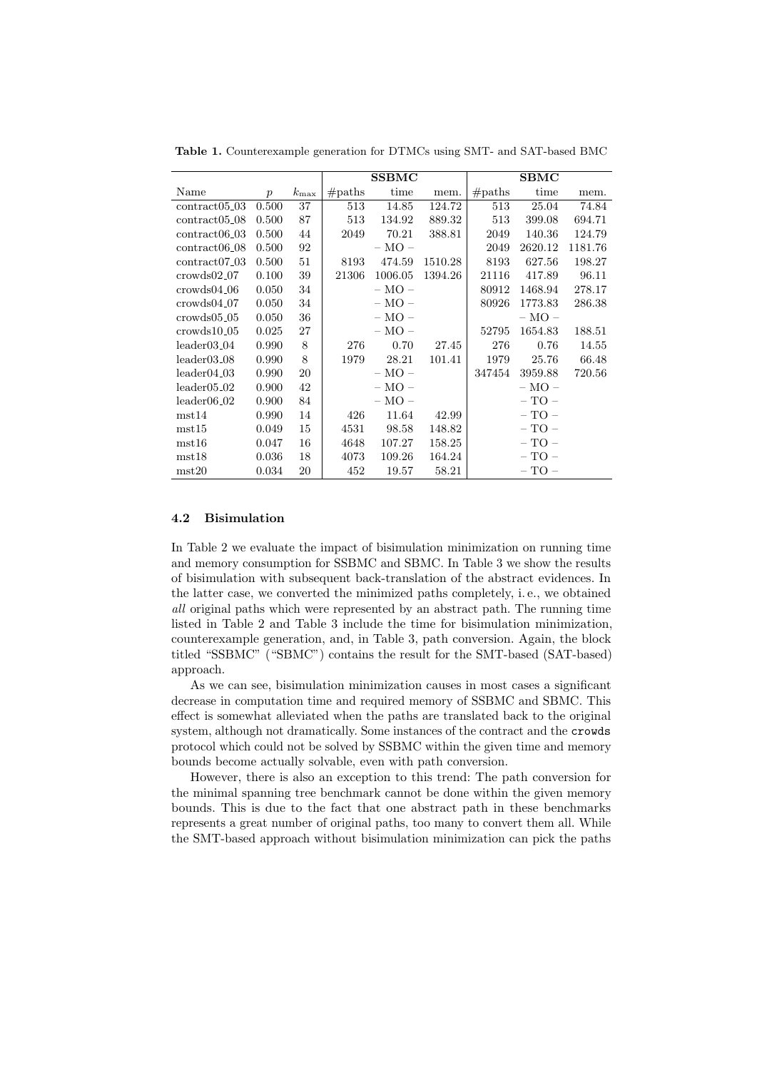**Table 1.** Counterexample generation for DTMCs using SMT- and SAT-based BMC

| | | | SSBMC | | | SBMC | | |
|---|---|---|---|---|---|---|---|---|
| Name | $p$ | $k_{\max}$ | #paths | time | mem. | #paths | time | mem. |
| contract05_03 | 0.500 | 37 | 513 | 14.85 | 124.72 | 513 | 25.04 | 74.84 |
| contract05_08 | 0.500 | 87 | 513 | 134.92 | 889.32 | 513 | 399.08 | 694.71 |
| contract06_03 | 0.500 | 44 | 2049 | 70.21 | 388.81 | 2049 | 140.36 | 124.79 |
| contract06_08 | 0.500 | 92 | | – MO – | | 2049 | 2620.12 | 1181.76 |
| contract07_03 | 0.500 | 51 | 8193 | 474.59 | 1510.28 | 8193 | 627.56 | 198.27 |
| crowds02_07 | 0.100 | 39 | 21306 | 1006.05 | 1394.26 | 21116 | 417.89 | 96.11 |
| crowds04_06 | 0.050 | 34 | | – MO – | | 80912 | 1468.94 | 278.17 |
| crowds04_07 | 0.050 | 34 | | – MO – | | 80926 | 1773.83 | 286.38 |
| crowds05_05 | 0.050 | 36 | | – MO – | | | – MO – | |
| crowds10_05 | 0.025 | 27 | | – MO – | | 52795 | 1654.83 | 188.51 |
| leader03_04 | 0.990 | 8 | 276 | 0.70 | 27.45 | 276 | 0.76 | 14.55 |
| leader03_08 | 0.990 | 8 | 1979 | 28.21 | 101.41 | 1979 | 25.76 | 66.48 |
| leader04_03 | 0.990 | 20 | | – MO – | | 347454 | 3959.88 | 720.56 |
| leader05_02 | 0.900 | 42 | | – MO – | | | – MO – | |
| leader06_02 | 0.900 | 84 | | – MO – | | | – TO – | |
| mst14 | 0.990 | 14 | 426 | 11.64 | 42.99 | | – TO – | |
| mst15 | 0.049 | 15 | 4531 | 98.58 | 148.82 | | – TO – | |
| mst16 | 0.047 | 16 | 4648 | 107.27 | 158.25 | | – TO – | |
| mst18 | 0.036 | 18 | 4073 | 109.26 | 164.24 | | – TO – | |
| mst20 | 0.034 | 20 | 452 | 19.57 | 58.21 | | – TO – | |

### 4.2 Bisimulation

In Table 2 we evaluate the impact of bisimulation minimization on running time and memory consumption for SSBMC and SBMC. In Table 3 we show the results of bisimulation with subsequent back-translation of the abstract evidences. In the latter case, we converted the minimized paths completely, i. e., we obtained *all* original paths which were represented by an abstract path. The running time listed in Table 2 and Table 3 include the time for bisimulation minimization, counterexample generation, and, in Table 3, path conversion. Again, the block titled "SSBMC" ("SBMC") contains the result for the SMT-based (SAT-based) approach.

As we can see, bisimulation minimization causes in most cases a significant decrease in computation time and required memory of SSBMC and SBMC. This effect is somewhat alleviated when the paths are translated back to the original system, although not dramatically. Some instances of the contract and the `crowds` protocol which could not be solved by SSBMC within the given time and memory bounds become actually solvable, even with path conversion.

However, there is also an exception to this trend: The path conversion for the minimal spanning tree benchmark cannot be done within the given memory bounds. This is due to the fact that one abstract path in these benchmarks represents a great number of original paths, too many to convert them all. While the SMT-based approach without bisimulation minimization can pick the paths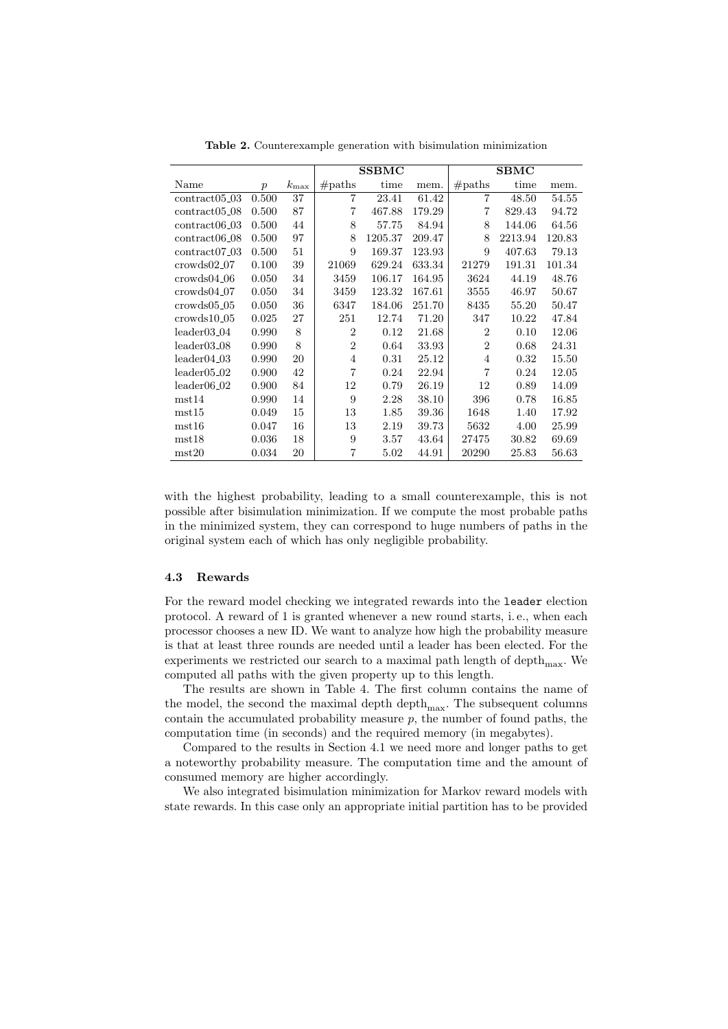**Table 2.** Counterexample generation with bisimulation minimization

| | | | SSBMC | | | SBMC | | |
|---|---|---|---|---|---|---|---|---|
| Name | $p$ | $k_{\max}$ | #paths | time | mem. | #paths | time | mem. |
| contract05_03 | 0.500 | 37 | 7 | 23.41 | 61.42 | 7 | 48.50 | 54.55 |
| contract05_08 | 0.500 | 87 | 7 | 467.88 | 179.29 | 7 | 829.43 | 94.72 |
| contract06_03 | 0.500 | 44 | 8 | 57.75 | 84.94 | 8 | 144.06 | 64.56 |
| contract06_08 | 0.500 | 97 | 8 | 1205.37 | 209.47 | 8 | 2213.94 | 120.83 |
| contract07_03 | 0.500 | 51 | 9 | 169.37 | 123.93 | 9 | 407.63 | 79.13 |
| crowds02_07 | 0.100 | 39 | 21069 | 629.24 | 633.34 | 21279 | 191.31 | 101.34 |
| crowds04_06 | 0.050 | 34 | 3459 | 106.17 | 164.95 | 3624 | 44.19 | 48.76 |
| crowds04_07 | 0.050 | 34 | 3459 | 123.32 | 167.61 | 3555 | 46.97 | 50.67 |
| crowds05_05 | 0.050 | 36 | 6347 | 184.06 | 251.70 | 8435 | 55.20 | 50.47 |
| crowds10_05 | 0.025 | 27 | 251 | 12.74 | 71.20 | 347 | 10.22 | 47.84 |
| leader03_04 | 0.990 | 8 | 2 | 0.12 | 21.68 | 2 | 0.10 | 12.06 |
| leader03_08 | 0.990 | 8 | 2 | 0.64 | 33.93 | 2 | 0.68 | 24.31 |
| leader04_03 | 0.990 | 20 | 4 | 0.31 | 25.12 | 4 | 0.32 | 15.50 |
| leader05_02 | 0.900 | 42 | 7 | 0.24 | 22.94 | 7 | 0.24 | 12.05 |
| leader06_02 | 0.900 | 84 | 12 | 0.79 | 26.19 | 12 | 0.89 | 14.09 |
| mst14 | 0.990 | 14 | 9 | 2.28 | 38.10 | 396 | 0.78 | 16.85 |
| mst15 | 0.049 | 15 | 13 | 1.85 | 39.36 | 1648 | 1.40 | 17.92 |
| mst16 | 0.047 | 16 | 13 | 2.19 | 39.73 | 5632 | 4.00 | 25.99 |
| mst18 | 0.036 | 18 | 9 | 3.57 | 43.64 | 27475 | 30.82 | 69.69 |
| mst20 | 0.034 | 20 | 7 | 5.02 | 44.91 | 20290 | 25.83 | 56.63 |

with the highest probability, leading to a small counterexample, this is not possible after bisimulation minimization. If we compute the most probable paths in the minimized system, they can correspond to huge numbers of paths in the original system each of which has only negligible probability.

### 4.3 Rewards

For the reward model checking we integrated rewards into the `leader` election protocol. A reward of 1 is granted whenever a new round starts, i. e., when each processor chooses a new ID. We want to analyze how high the probability measure is that at least three rounds are needed until a leader has been elected. For the experiments we restricted our search to a maximal path length of $\text{depth}_{\max}$. We computed all paths with the given property up to this length.

The results are shown in Table 4. The first column contains the name of the model, the second the maximal depth $\text{depth}_{\max}$. The subsequent columns contain the accumulated probability measure $p$, the number of found paths, the computation time (in seconds) and the required memory (in megabytes).

Compared to the results in Section 4.1 we need more and longer paths to get a noteworthy probability measure. The computation time and the amount of consumed memory are higher accordingly.

We also integrated bisimulation minimization for Markov reward models with state rewards. In this case only an appropriate initial partition has to be provided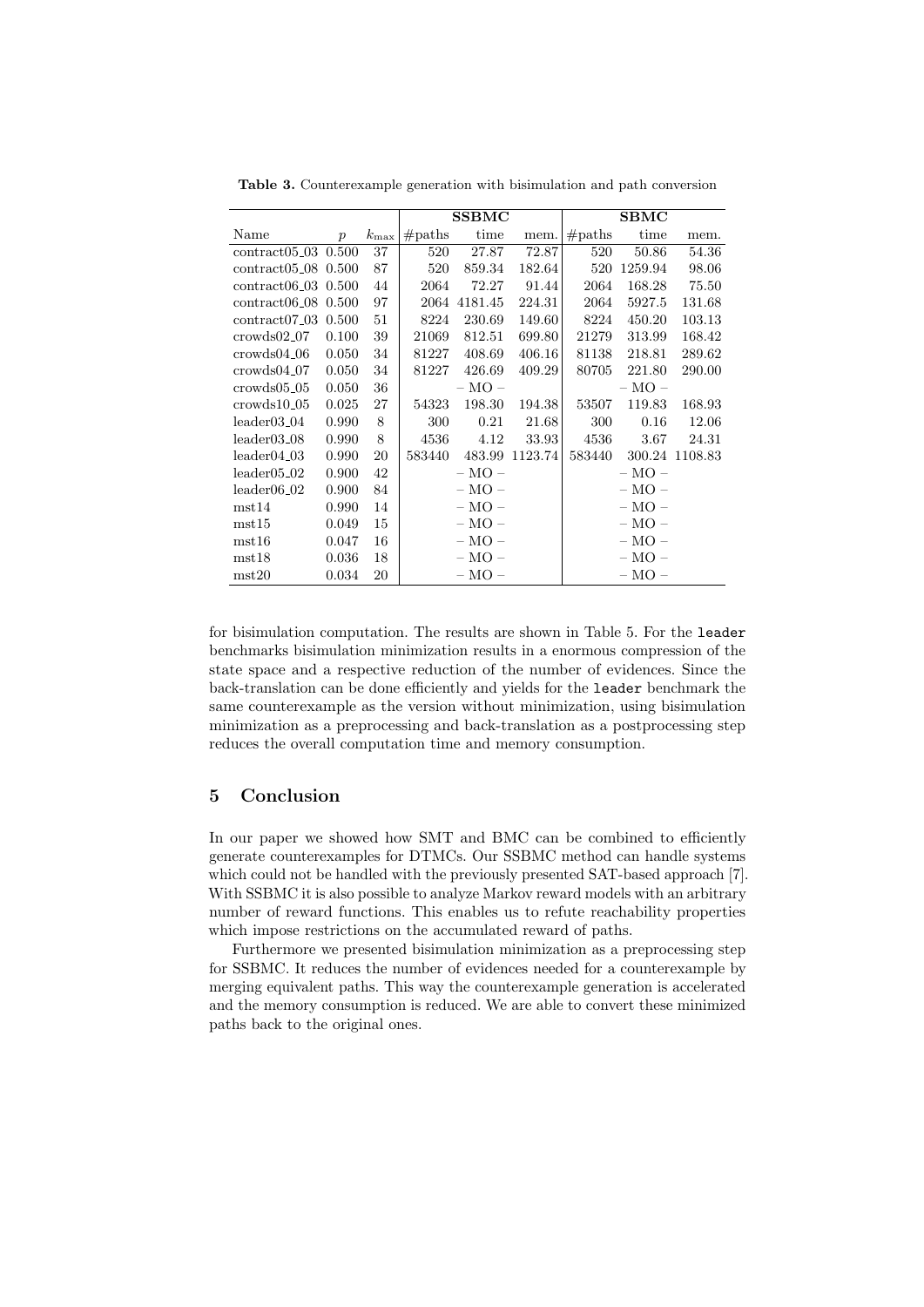**Table 3.** Counterexample generation with bisimulation and path conversion

| | | | SSBMC | | | SBMC | | |
|---|---|---|---|---|---|---|---|---|
| Name | $p$ | $k_{\max}$ | #paths | time | mem. | #paths | time | mem. |
| contract05_03 | 0.500 | 37 | 520 | 27.87 | 72.87 | 520 | 50.86 | 54.36 |
| contract05_08 | 0.500 | 87 | 520 | 859.34 | 182.64 | 520 | 1259.94 | 98.06 |
| contract06_03 | 0.500 | 44 | 2064 | 72.27 | 91.44 | 2064 | 168.28 | 75.50 |
| contract06_08 | 0.500 | 97 | 2064 | 4181.45 | 224.31 | 2064 | 5927.5 | 131.68 |
| contract07_03 | 0.500 | 51 | 8224 | 230.69 | 149.60 | 8224 | 450.20 | 103.13 |
| crowds02_07 | 0.100 | 39 | 21069 | 812.51 | 699.80 | 21279 | 313.99 | 168.42 |
| crowds04_06 | 0.050 | 34 | 81227 | 408.69 | 406.16 | 81138 | 218.81 | 289.62 |
| crowds04_07 | 0.050 | 34 | 81227 | 426.69 | 409.29 | 80705 | 221.80 | 290.00 |
| crowds05_05 | 0.050 | 36 | | – MO – | | | – MO – | |
| crowds10_05 | 0.025 | 27 | 54323 | 198.30 | 194.38 | 53507 | 119.83 | 168.93 |
| leader03_04 | 0.990 | 8 | 300 | 0.21 | 21.68 | 300 | 0.16 | 12.06 |
| leader03_08 | 0.990 | 8 | 4536 | 4.12 | 33.93 | 4536 | 3.67 | 24.31 |
| leader04_03 | 0.990 | 20 | 583440 | 483.99 | 1123.74 | 583440 | 300.24 | 1108.83 |
| leader05_02 | 0.900 | 42 | | – MO – | | | – MO – | |
| leader06_02 | 0.900 | 84 | | – MO – | | | – MO – | |
| mst14 | 0.990 | 14 | | – MO – | | | – MO – | |
| mst15 | 0.049 | 15 | | – MO – | | | – MO – | |
| mst16 | 0.047 | 16 | | – MO – | | | – MO – | |
| mst18 | 0.036 | 18 | | – MO – | | | – MO – | |
| mst20 | 0.034 | 20 | | – MO – | | | – MO – | |

for bisimulation computation. The results are shown in Table 5. For the `leader` benchmarks bisimulation minimization results in a enormous compression of the state space and a respective reduction of the number of evidences. Since the back-translation can be done efficiently and yields for the `leader` benchmark the same counterexample as the version without minimization, using bisimulation minimization as a preprocessing and back-translation as a postprocessing step reduces the overall computation time and memory consumption.

## 5 Conclusion

In our paper we showed how SMT and BMC can be combined to efficiently generate counterexamples for DTMCs. Our SSBMC method can handle systems which could not be handled with the previously presented SAT-based approach [7]. With SSBMC it is also possible to analyze Markov reward models with an arbitrary number of reward functions. This enables us to refute reachability properties which impose restrictions on the accumulated reward of paths.

Furthermore we presented bisimulation minimization as a preprocessing step for SSBMC. It reduces the number of evidences needed for a counterexample by merging equivalent paths. This way the counterexample generation is accelerated and the memory consumption is reduced. We are able to convert these minimized paths back to the original ones.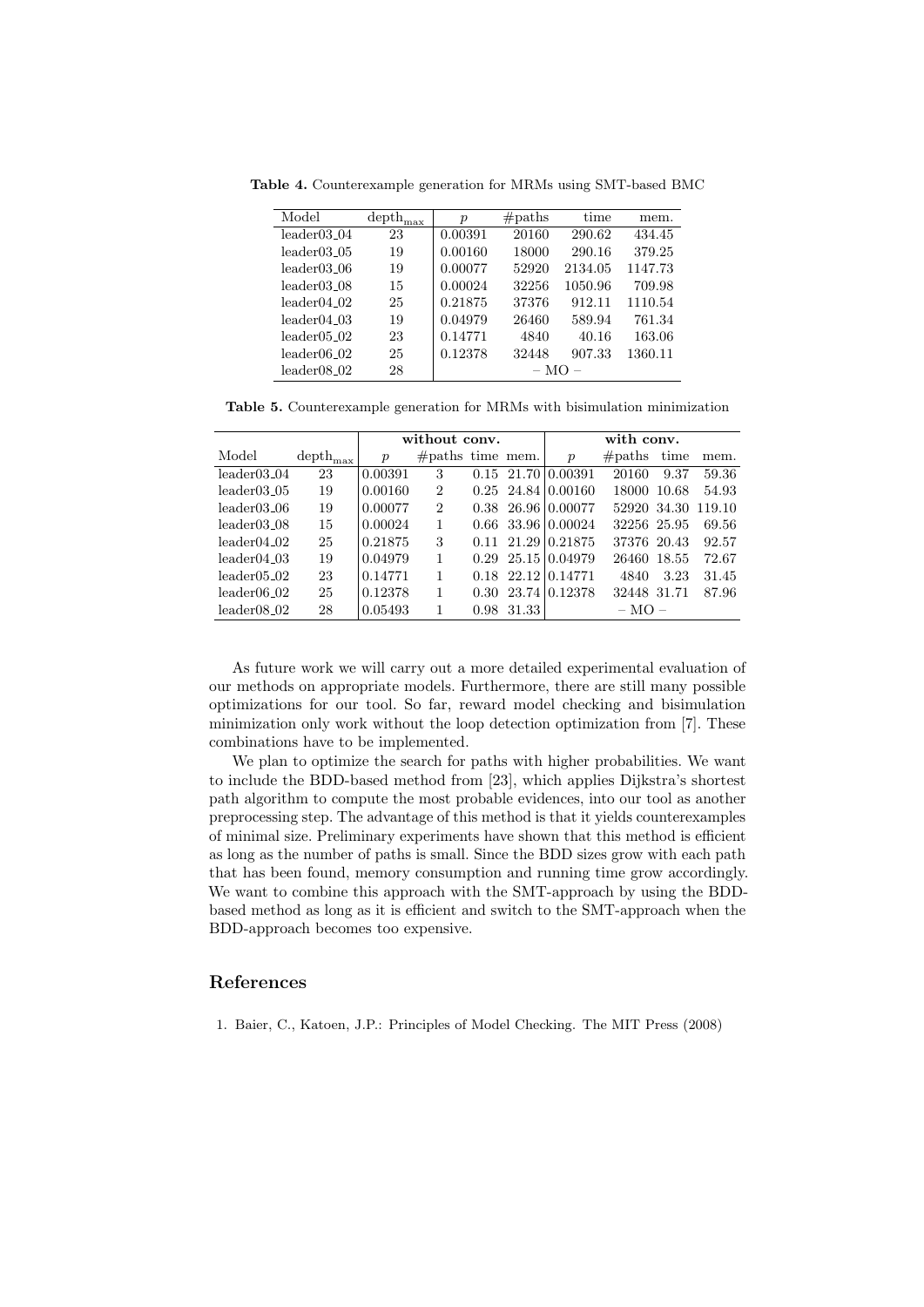**Table 4.** Counterexample generation for MRMs using SMT-based BMC

| Model | $\text{depth}_{\max}$ | $p$ | #paths | time | mem. |
|---|---|---|---|---|---|
| leader03_04 | 23 | 0.00391 | 20160 | 290.62 | 434.45 |
| leader03_05 | 19 | 0.00160 | 18000 | 290.16 | 379.25 |
| leader03_06 | 19 | 0.00077 | 52920 | 2134.05 | 1147.73 |
| leader03_08 | 15 | 0.00024 | 32256 | 1050.96 | 709.98 |
| leader04_02 | 25 | 0.21875 | 37376 | 912.11 | 1110.54 |
| leader04_03 | 19 | 0.04979 | 26460 | 589.94 | 761.34 |
| leader05_02 | 23 | 0.14771 | 4840 | 40.16 | 163.06 |
| leader06_02 | 25 | 0.12378 | 32448 | 907.33 | 1360.11 |
| leader08_02 | 28 | – MO – | | | |

**Table 5.** Counterexample generation for MRMs with bisimulation minimization

| | | **without conv.** | | | | **with conv.** | | | |
|---|---|---|---|---|---|---|---|---|---|
| Model | $\text{depth}_{\max}$ | $p$ | #paths | time | mem. | $p$ | #paths | time | mem. |
| leader03_04 | 23 | 0.00391 | 3 | 0.15 | 21.70 | 0.00391 | 20160 | 9.37 | 59.36 |
| leader03_05 | 19 | 0.00160 | 2 | 0.25 | 24.84 | 0.00160 | 18000 | 10.68 | 54.93 |
| leader03_06 | 19 | 0.00077 | 2 | 0.38 | 26.96 | 0.00077 | 52920 | 34.30 | 119.10 |
| leader03_08 | 15 | 0.00024 | 1 | 0.66 | 33.96 | 0.00024 | 32256 | 25.95 | 69.56 |
| leader04_02 | 25 | 0.21875 | 3 | 0.11 | 21.29 | 0.21875 | 37376 | 20.43 | 92.57 |
| leader04_03 | 19 | 0.04979 | 1 | 0.29 | 25.15 | 0.04979 | 26460 | 18.55 | 72.67 |
| leader05_02 | 23 | 0.14771 | 1 | 0.18 | 22.12 | 0.14771 | 4840 | 3.23 | 31.45 |
| leader06_02 | 25 | 0.12378 | 1 | 0.30 | 23.74 | 0.12378 | 32448 | 31.71 | 87.96 |
| leader08_02 | 28 | 0.05493 | 1 | 0.98 | 31.33 | – MO – | | | |

As future work we will carry out a more detailed experimental evaluation of our methods on appropriate models. Furthermore, there are still many possible optimizations for our tool. So far, reward model checking and bisimulation minimization only work without the loop detection optimization from [7]. These combinations have to be implemented.

We plan to optimize the search for paths with higher probabilities. We want to include the BDD-based method from [23], which applies Dijkstra's shortest path algorithm to compute the most probable evidences, into our tool as another preprocessing step. The advantage of this method is that it yields counterexamples of minimal size. Preliminary experiments have shown that this method is efficient as long as the number of paths is small. Since the BDD sizes grow with each path that has been found, memory consumption and running time grow accordingly. We want to combine this approach with the SMT-approach by using the BDD-based method as long as it is efficient and switch to the SMT-approach when the BDD-approach becomes too expensive.

## References

1. Baier, C., Katoen, J.P.: Principles of Model Checking. The MIT Press (2008)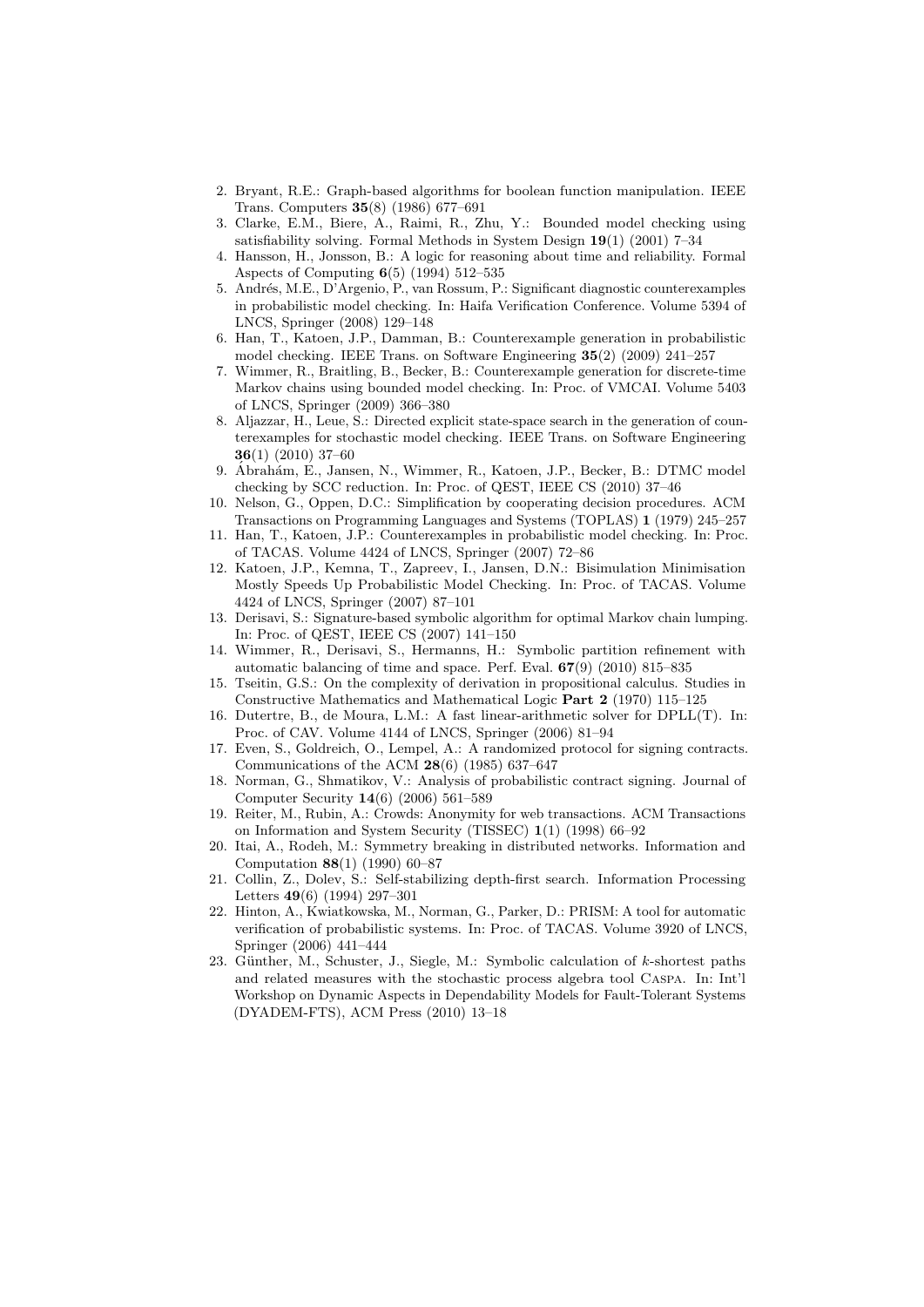2. Bryant, R.E.: Graph-based algorithms for boolean function manipulation. IEEE Trans. Computers **35**(8) (1986) 677–691
3. Clarke, E.M., Biere, A., Raimi, R., Zhu, Y.: Bounded model checking using satisfiability solving. Formal Methods in System Design **19**(1) (2001) 7–34
4. Hansson, H., Jonsson, B.: A logic for reasoning about time and reliability. Formal Aspects of Computing **6**(5) (1994) 512–535
5. Andrés, M.E., D'Argenio, P., van Rossum, P.: Significant diagnostic counterexamples in probabilistic model checking. In: Haifa Verification Conference. Volume 5394 of LNCS, Springer (2008) 129–148
6. Han, T., Katoen, J.P., Damman, B.: Counterexample generation in probabilistic model checking. IEEE Trans. on Software Engineering **35**(2) (2009) 241–257
7. Wimmer, R., Braitling, B., Becker, B.: Counterexample generation for discrete-time Markov chains using bounded model checking. In: Proc. of VMCAI. Volume 5403 of LNCS, Springer (2009) 366–380
8. Aljazzar, H., Leue, S.: Directed explicit state-space search in the generation of counterexamples for stochastic model checking. IEEE Trans. on Software Engineering **36**(1) (2010) 37–60
9. Ábrahám, E., Jansen, N., Wimmer, R., Katoen, J.P., Becker, B.: DTMC model checking by SCC reduction. In: Proc. of QEST, IEEE CS (2010) 37–46
10. Nelson, G., Oppen, D.C.: Simplification by cooperating decision procedures. ACM Transactions on Programming Languages and Systems (TOPLAS) **1** (1979) 245–257
11. Han, T., Katoen, J.P.: Counterexamples in probabilistic model checking. In: Proc. of TACAS. Volume 4424 of LNCS, Springer (2007) 72–86
12. Katoen, J.P., Kemna, T., Zapreev, I., Jansen, D.N.: Bisimulation Minimisation Mostly Speeds Up Probabilistic Model Checking. In: Proc. of TACAS. Volume 4424 of LNCS, Springer (2007) 87–101
13. Derisavi, S.: Signature-based symbolic algorithm for optimal Markov chain lumping. In: Proc. of QEST, IEEE CS (2007) 141–150
14. Wimmer, R., Derisavi, S., Hermanns, H.: Symbolic partition refinement with automatic balancing of time and space. Perf. Eval. **67**(9) (2010) 815–835
15. Tseitin, G.S.: On the complexity of derivation in propositional calculus. Studies in Constructive Mathematics and Mathematical Logic **Part 2** (1970) 115–125
16. Dutertre, B., de Moura, L.M.: A fast linear-arithmetic solver for DPLL(T). In: Proc. of CAV. Volume 4144 of LNCS, Springer (2006) 81–94
17. Even, S., Goldreich, O., Lempel, A.: A randomized protocol for signing contracts. Communications of the ACM **28**(6) (1985) 637–647
18. Norman, G., Shmatikov, V.: Analysis of probabilistic contract signing. Journal of Computer Security **14**(6) (2006) 561–589
19. Reiter, M., Rubin, A.: Crowds: Anonymity for web transactions. ACM Transactions on Information and System Security (TISSEC) **1**(1) (1998) 66–92
20. Itai, A., Rodeh, M.: Symmetry breaking in distributed networks. Information and Computation **88**(1) (1990) 60–87
21. Collin, Z., Dolev, S.: Self-stabilizing depth-first search. Information Processing Letters **49**(6) (1994) 297–301
22. Hinton, A., Kwiatkowska, M., Norman, G., Parker, D.: PRISM: A tool for automatic verification of probabilistic systems. In: Proc. of TACAS. Volume 3920 of LNCS, Springer (2006) 441–444
23. Günther, M., Schuster, J., Siegle, M.: Symbolic calculation of $k$-shortest paths and related measures with the stochastic process algebra tool Caspa. In: Int'l Workshop on Dynamic Aspects in Dependability Models for Fault-Tolerant Systems (DYADEM-FTS), ACM Press (2010) 13–18